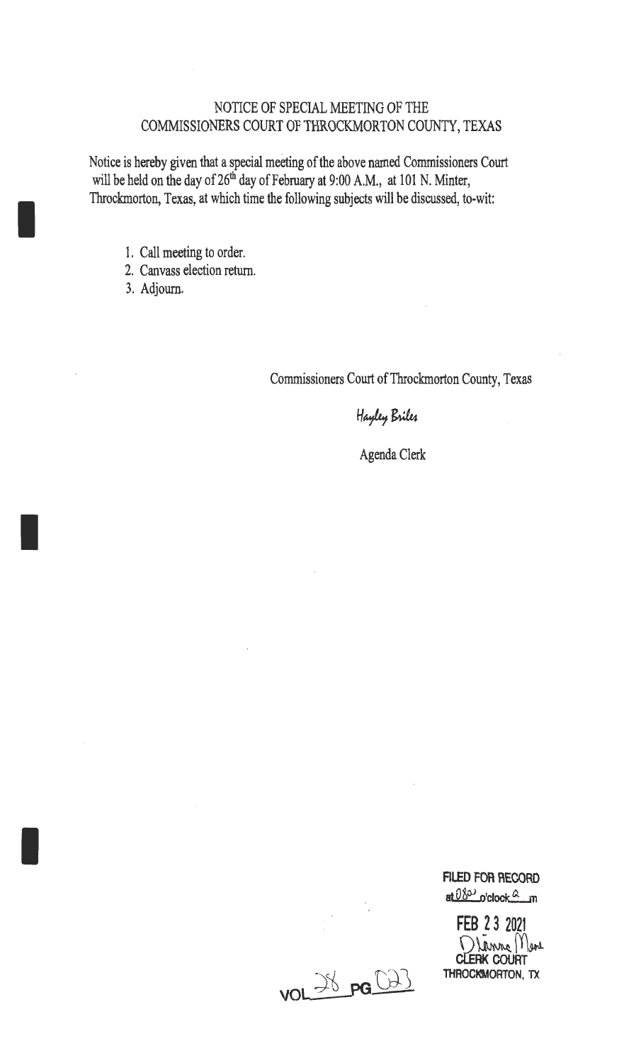# NOTICE OF SPECIAL MEETING OF THE COMMISSIONERS COURT OF THROCKMORTON COUNTY, TEXAS

Notice is hereby given that a special meeting of the above named Commissioners Court will be held on the day of 26th day of February at 9:00 A.M., at 101 N. Minter, Throckmorton, Texas, at which time the following subjects will be discussed, to-wit:

1. Call meeting to order.
2. Canvass election return.
3. Adjourn.

Commissioners Court of Throckmorton County, Texas

*Hayley Briles*

Agenda Clerk

FILED FOR RECORD
at 0800 o'clock A m

FEB 23 2021

*Dianne Mears*
CLERK COURT
THROCKMORTON, TX

VOL 28 PG 023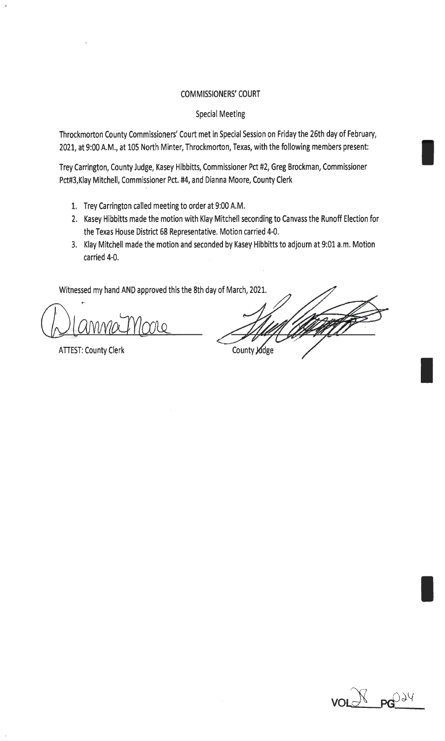# COMMISSIONERS' COURT

## Special Meeting

Throckmorton County Commissioners' Court met in Special Session on Friday the 26th day of February, 2021, at 9:00 A.M., at 105 North Minter, Throckmorton, Texas, with the following members present:

Trey Carrington, County Judge, Kasey Hibbitts, Commissioner Pct #2, Greg Brockman, Commissioner Pct#3,Klay Mitchell, Commissioner Pct. #4, and Dianna Moore, County Clerk

1. Trey Carrington called meeting to order at 9:00 A.M.
2. Kasey Hibbitts made the motion with Klay Mitchell seconding to Canvass the Runoff Election for the Texas House District 68 Representative. Motion carried 4-0.
3. Klay Mitchell made the motion and seconded by Kasey Hibbitts to adjourn at 9:01 a.m. Motion carried 4-0.

Witnessed my hand AND approved this the 8th day of March, 2021.

Dianna Moore

ATTEST: County Clerk

County Judge

VOL 8 PG 024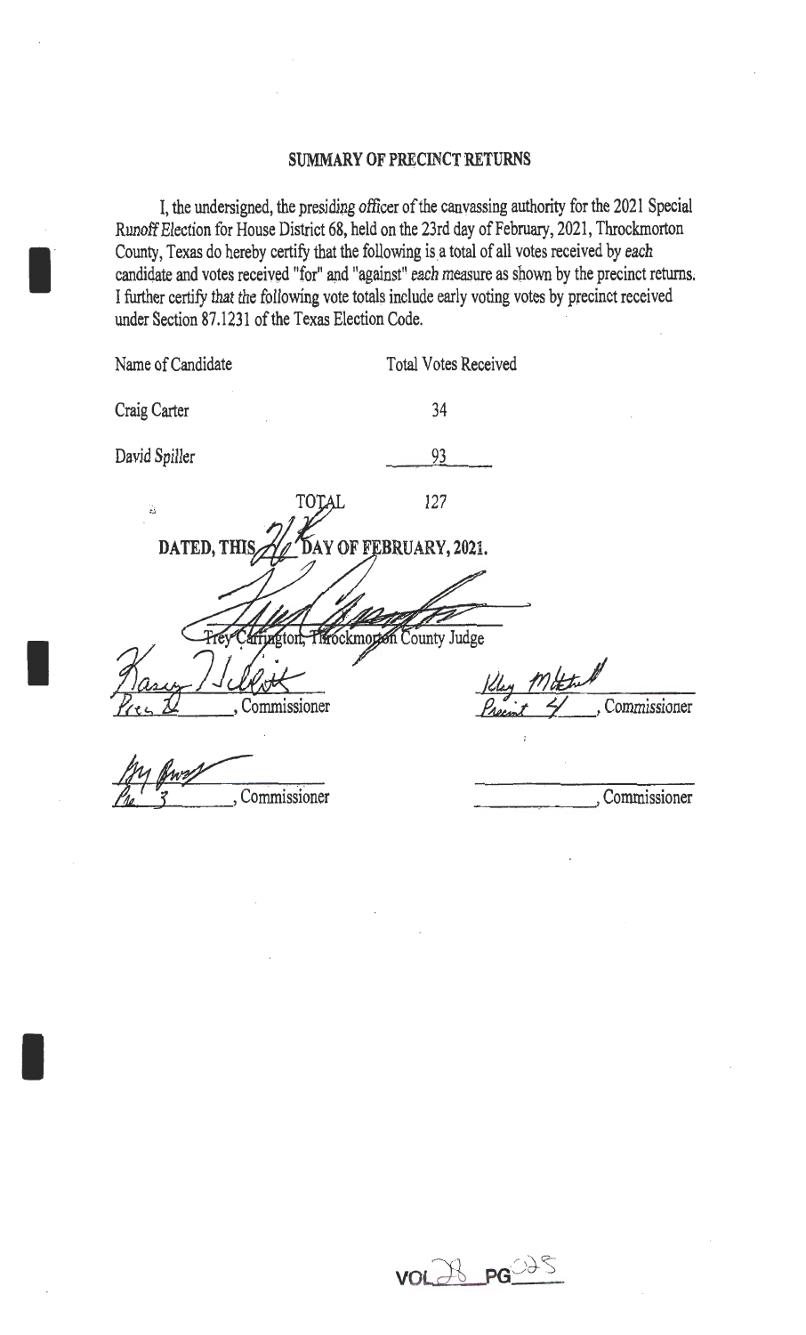## SUMMARY OF PRECINCT RETURNS

I, the undersigned, the presiding officer of the canvassing authority for the 2021 Special Runoff Election for House District 68, held on the 23rd day of February, 2021, Throckmorton County, Texas do hereby certify that the following is a total of all votes received by each candidate and votes received "for" and "against" each measure as shown by the precinct returns. I further certify that the following vote totals include early voting votes by precinct received under Section 87.1231 of the Texas Election Code.

| Name of Candidate | Total Votes Received |
|---|---|
| Craig Carter | 34 |
| David Spiller | 93 |
| TOTAL | 127 |

**DATED, THIS 26 DAY OF FEBRUARY, 2021.**

Trey Carrington, Throckmorton County Judge

Prec 2, Commissioner

Precinct 4, Commissioner

Pre 3, Commissioner

_______________, Commissioner

VOL 28 PG 035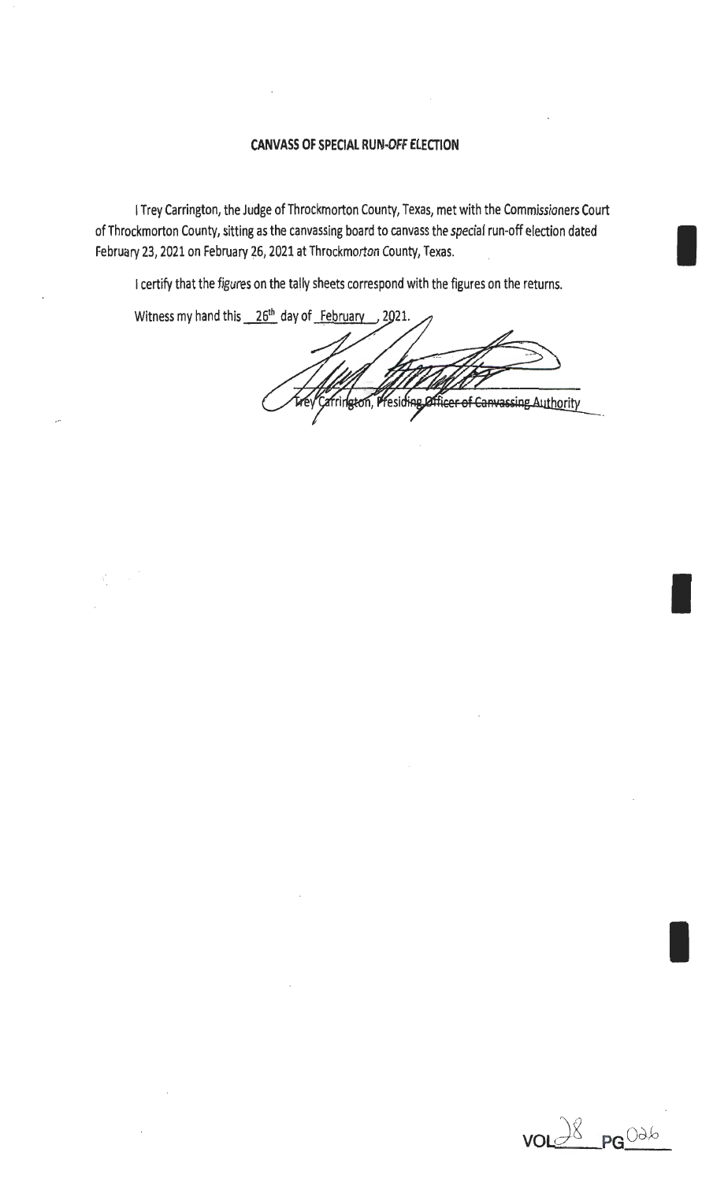**CANVASS OF SPECIAL RUN-OFF ELECTION**

I Trey Carrington, the Judge of Throckmorton County, Texas, met with the Commissioners Court of Throckmorton County, sitting as the canvassing board to canvass the special run-off election dated February 23, 2021 on February 26, 2021 at Throckmorton County, Texas.

I certify that the figures on the tally sheets correspond with the figures on the returns.

Witness my hand this 26th day of February, 2021.

Trey Carrington, Presiding Officer of Canvassing Authority

VOL 28 PG 026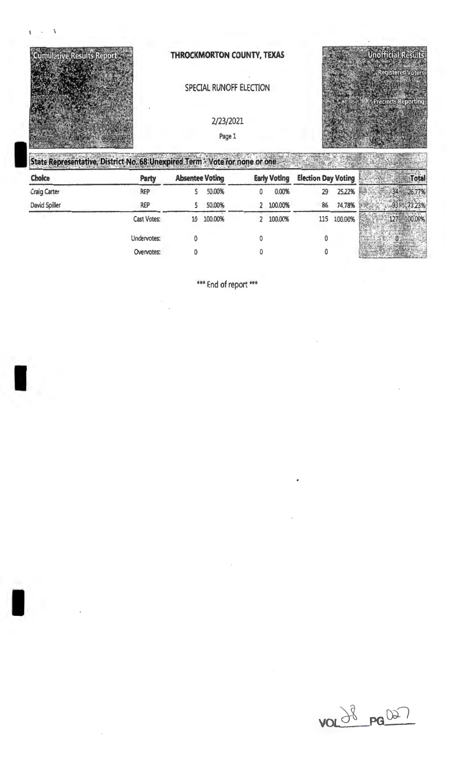Cumulative Results Report

Election Night

Run Time 12:09 PM

Run Date 02/25/2021

**THROCKMORTON COUNTY, TEXAS**

SPECIAL RUNOFF ELECTION

2/23/2021

Page 1

Unofficial Results

Registered Voters

127 of 1101 = 11.53%

Precincts Reporting

3 of 3 = 100.00%

## State Representative, District No. 68 Unexpired Term - Vote for none or one

| Choice | Party | Absentee Voting | | Early Voting | | Election Day Voting | | Total | |
|---|---|---|---|---|---|---|---|---|---|
| Craig Carter | REP | 5 | 50.00% | 0 | 0.00% | 29 | 25.22% | 34 | 26.77% |
| David Spiller | REP | 5 | 50.00% | 2 | 100.00% | 86 | 74.78% | 93 | 73.23% |
| | Cast Votes: | 10 | 100.00% | 2 | 100.00% | 115 | 100.00% | 127 | 100.00% |
| | Undervotes: | 0 | | 0 | | 0 | | 0 | |
| | Overvotes: | 0 | | 0 | | 0 | | 0 | |

*** End of report ***

VOL 38 PG 027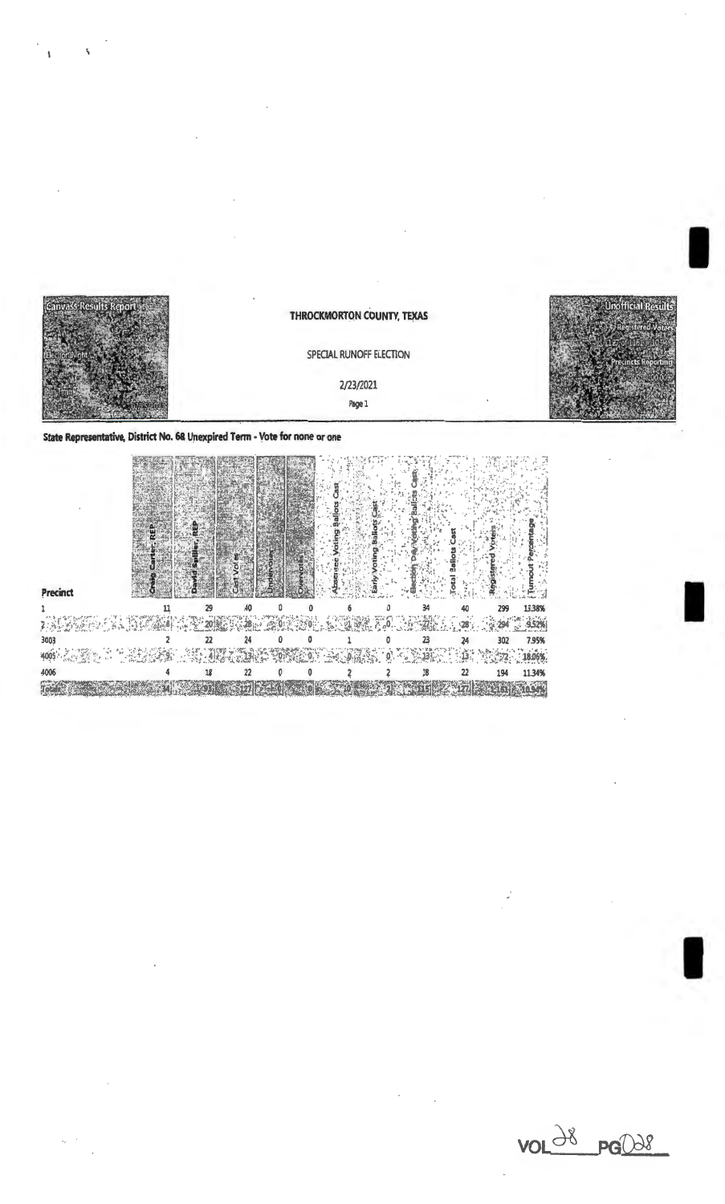Canvass Results Report

Election Night

# THROCKMORTON COUNTY, TEXAS

SPECIAL RUNOFF ELECTION

2/23/2021

Page 1

Unofficial Results

Registered Voters

Precincts Reporting

**State Representative, District No. 68 Unexpired Term - Vote for none or one**

| Precinct | Craig Carter, REP | David Spiller, REP | Cast Votes | Undervotes | Overvotes | Absentee Voting Ballots Cast | Early Voting Ballots Cast | Election Day Voting Ballots Cast | Total Ballots Cast | Registered Voters | Turnout Percentage |
|---|---|---|---|---|---|---|---|---|---|---|---|
| 1 | 11 | 29 | 40 | 0 | 0 | 6 | 0 | 34 | 40 | 299 | 13.38% |
| 2 | 8 | 20 | 28 | 0 | 0 | 1 | 0 | 27 | 28 | 294 | 9.52% |
| 3003 | 2 | 22 | 24 | 0 | 0 | 1 | 0 | 23 | 24 | 302 | 7.95% |
| 4005 | 9 | 4 | 13 | 0 | 0 | 0 | 0 | 13 | 13 | 72 | 18.06% |
| 4006 | 4 | 18 | 22 | 0 | 0 | 2 | 2 | 18 | 22 | 194 | 11.34% |
| Totals | 34 | 93 | 127 | 0 | 0 | 10 | 2 | 115 | 127 | 1161 | 10.94% |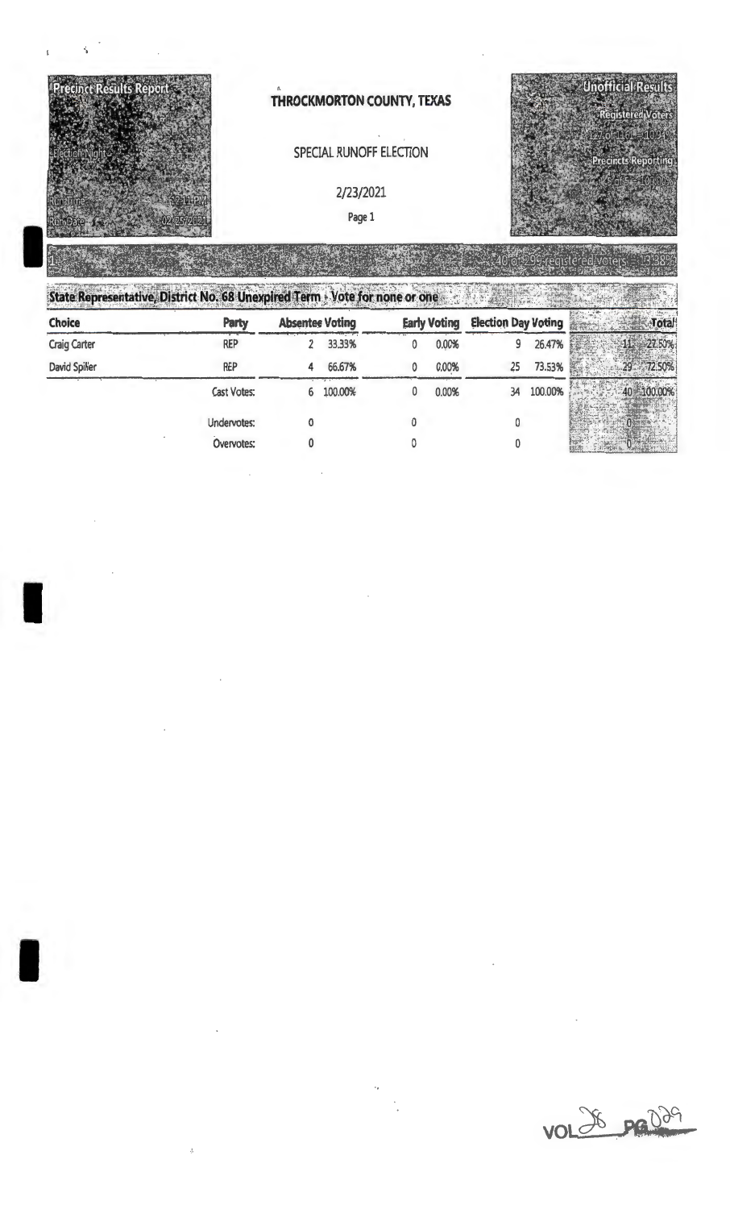Precinct Results Report

Election Night

Run Time 12:11 PM

Run Date 02/25/2021

# THROCKMORTON COUNTY, TEXAS

SPECIAL RUNOFF ELECTION

2/23/2021

Page 1

**Unofficial Results**

Registered Voters

122 of 1101 = 10.91%

Precincts Reporting

3 of 3 = 100.00%

1 — 40 of 299 registered voters = 13.38%

## State Representative, District No. 68 Unexpired Term - Vote for none or one

| Choice | Party | Absentee Voting | | Early Voting | | Election Day Voting | | Total | |
|---|---|---|---|---|---|---|---|---|---|
| Craig Carter | REP | 2 | 33.33% | 0 | 0.00% | 9 | 26.47% | 11 | 27.50% |
| David Spiller | REP | 4 | 66.67% | 0 | 0.00% | 25 | 73.53% | 29 | 72.50% |
| | Cast Votes: | 6 | 100.00% | 0 | 0.00% | 34 | 100.00% | 40 | 100.00% |
| | Undervotes: | 0 | | 0 | | 0 | | 0 | |
| | Overvotes: | 0 | | 0 | | 0 | | 0 | |

VOL 28 PG 029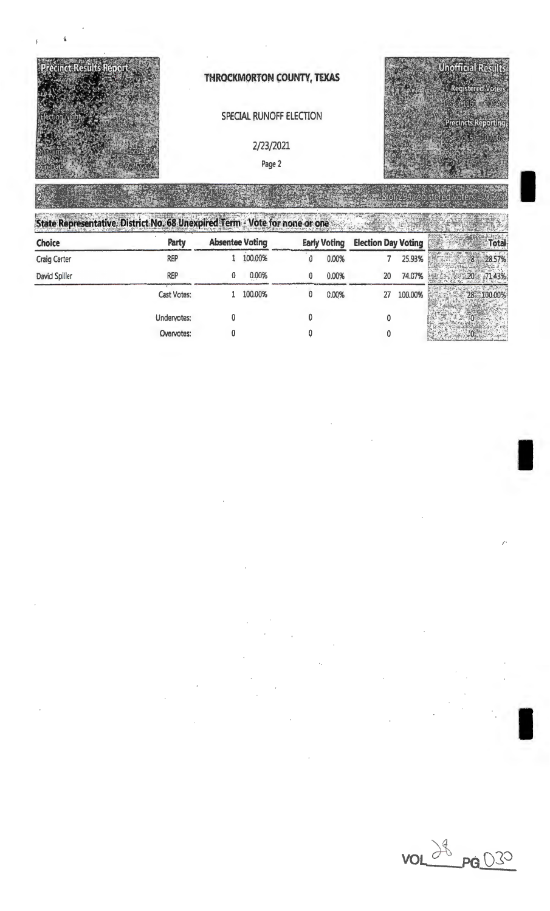**Precinct Results Report**

Election Night

Run Time: 12:51 PM

Run Date: 02/25/2021

**THROCKMORTON COUNTY, TEXAS**

SPECIAL RUNOFF ELECTION

2/23/2021

Page 2

**Unofficial Results**

Registered Voters
27 of 1161 = 2.34%

Precincts Reporting
1 of 5 = 100.00%

2 28 of 294 registered voters = 9.52%

**State Representative, District No. 68 Unexpired Term - Vote for none or one**

| Choice | Party | Absentee Voting | | Early Voting | | Election Day Voting | | Total | |
|---|---|---|---|---|---|---|---|---|---|
| Craig Carter | REP | 1 | 100.00% | 0 | 0.00% | 7 | 25.93% | 8 | 28.57% |
| David Spiller | REP | 0 | 0.00% | 0 | 0.00% | 20 | 74.07% | 20 | 71.43% |
| | Cast Votes: | 1 | 100.00% | 0 | 0.00% | 27 | 100.00% | 28 | 100.00% |
| | Undervotes: | 0 | | 0 | | 0 | | 0 | |
| | Overvotes: | 0 | | 0 | | 0 | | 0 | |

VOL 38 PG 030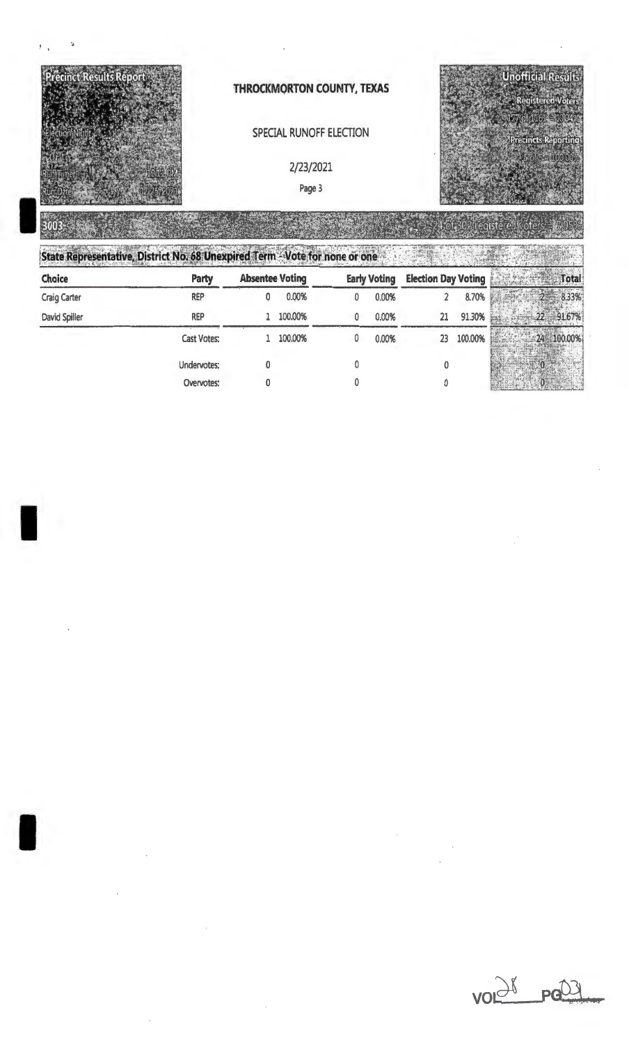Precinct Results Report

Election Night

Run Time 12:11 PM

Run Date 02/25/2021

**THROCKMORTON COUNTY, TEXAS**

SPECIAL RUNOFF ELECTION

2/23/2021

Page 3

Unofficial Results

Registered Voters 127 of 1161 = 10.94%

Precincts Reporting 4 of 4 = 100.00%

**3003** 24 of 302 registered voters = 7.95%

**State Representative, District No. 68 Unexpired Term - Vote for none or one**

| Choice | Party | Absentee Voting | | Early Voting | | Election Day Voting | | Total | |
|---|---|---|---|---|---|---|---|---|---|
| Craig Carter | REP | 0 | 0.00% | 0 | 0.00% | 2 | 8.70% | 2 | 8.33% |
| David Spiller | REP | 1 | 100.00% | 0 | 0.00% | 21 | 91.30% | 22 | 91.67% |
| | Cast Votes: | 1 | 100.00% | 0 | 0.00% | 23 | 100.00% | 24 | 100.00% |
| | Undervotes: | 0 | | 0 | | 0 | | 0 | |
| | Overvotes: | 0 | | 0 | | 0 | | 0 | |

VOL 28 PG 31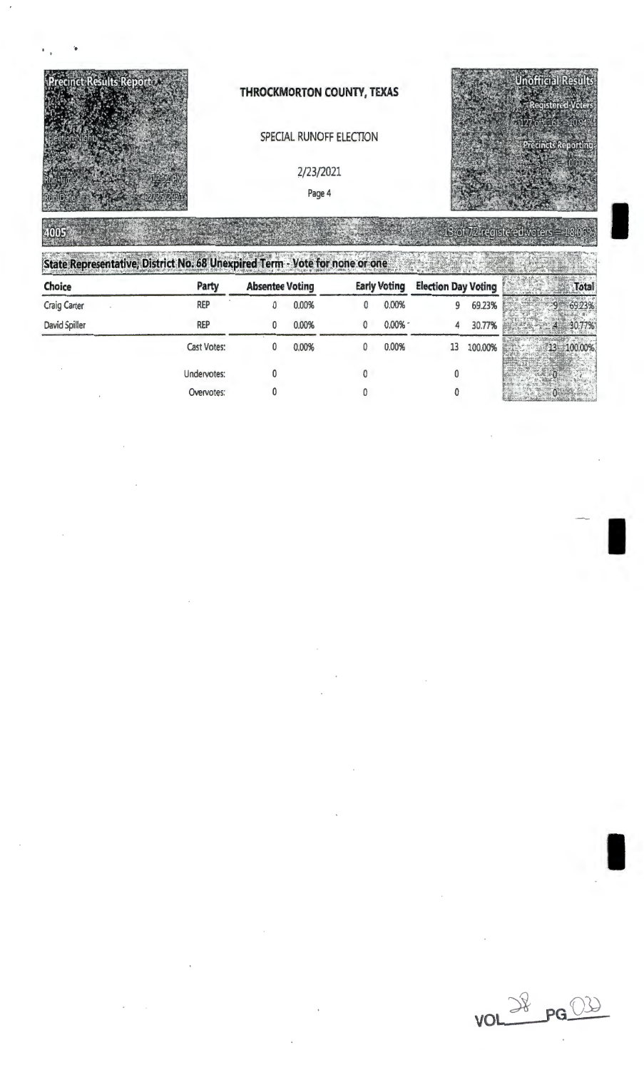Precinct Results Report

Election Night

Run Time 12:14 PM

Run Date 02/25/2021

# THROCKMORTON COUNTY, TEXAS

SPECIAL RUNOFF ELECTION

2/23/2021

Unofficial Results

Registered Voters

127 of 1161 = 10.94%

Precincts Reporting

5 of 5 = 100.00%

**4005** — 13 of 72 registered voters = 18.06%

## State Representative, District No. 68 Unexpired Term - Vote for none or one

| Choice | Party | Absentee Voting | | Early Voting | | Election Day Voting | | Total | |
|---|---|---|---|---|---|---|---|---|---|
| Craig Carter | REP | 0 | 0.00% | 0 | 0.00% | 9 | 69.23% | 9 | 69.23% |
| David Spiller | REP | 0 | 0.00% | 0 | 0.00% | 4 | 30.77% | 4 | 30.77% |
| | Cast Votes: | 0 | 0.00% | 0 | 0.00% | 13 | 100.00% | 13 | 100.00% |
| | Undervotes: | 0 | | 0 | | 0 | | 0 | |
| | Overvotes: | 0 | | 0 | | 0 | | 0 | |

VOL 28 PG 032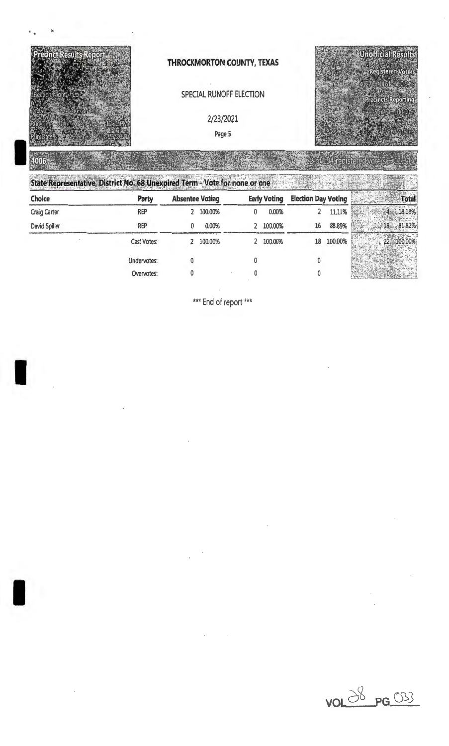Precinct Results Report

Election Night

Run Time 12:11 PM

Run Date 02/25/2021

**THROCKMORTON COUNTY, TEXAS**

SPECIAL RUNOFF ELECTION

2/23/2021

Page 5

Unofficial Results

Registered Voters 127 of 1161 = 10.94%

Precincts Reporting 5 of 5 = 100.00%

**4006** 22 of 194 registered voters = 11.34%

**State Representative, District No. 68 Unexpired Term - Vote for none or one**

| Choice | Party | Absentee Voting | | Early Voting | | Election Day Voting | | Total | |
|---|---|---|---|---|---|---|---|---|---|
| Craig Carter | REP | 2 | 100.00% | 0 | 0.00% | 2 | 11.11% | 4 | 18.18% |
| David Spiller | REP | 0 | 0.00% | 2 | 100.00% | 16 | 88.89% | 18 | 81.82% |
| | Cast Votes: | 2 | 100.00% | 2 | 100.00% | 18 | 100.00% | 22 | 100.00% |
| | Undervotes: | 0 | | 0 | | 0 | | 0 | |
| | Overvotes: | 0 | | 0 | | 0 | | 0 | |

*** End of report ***

VOL 38 PG 033